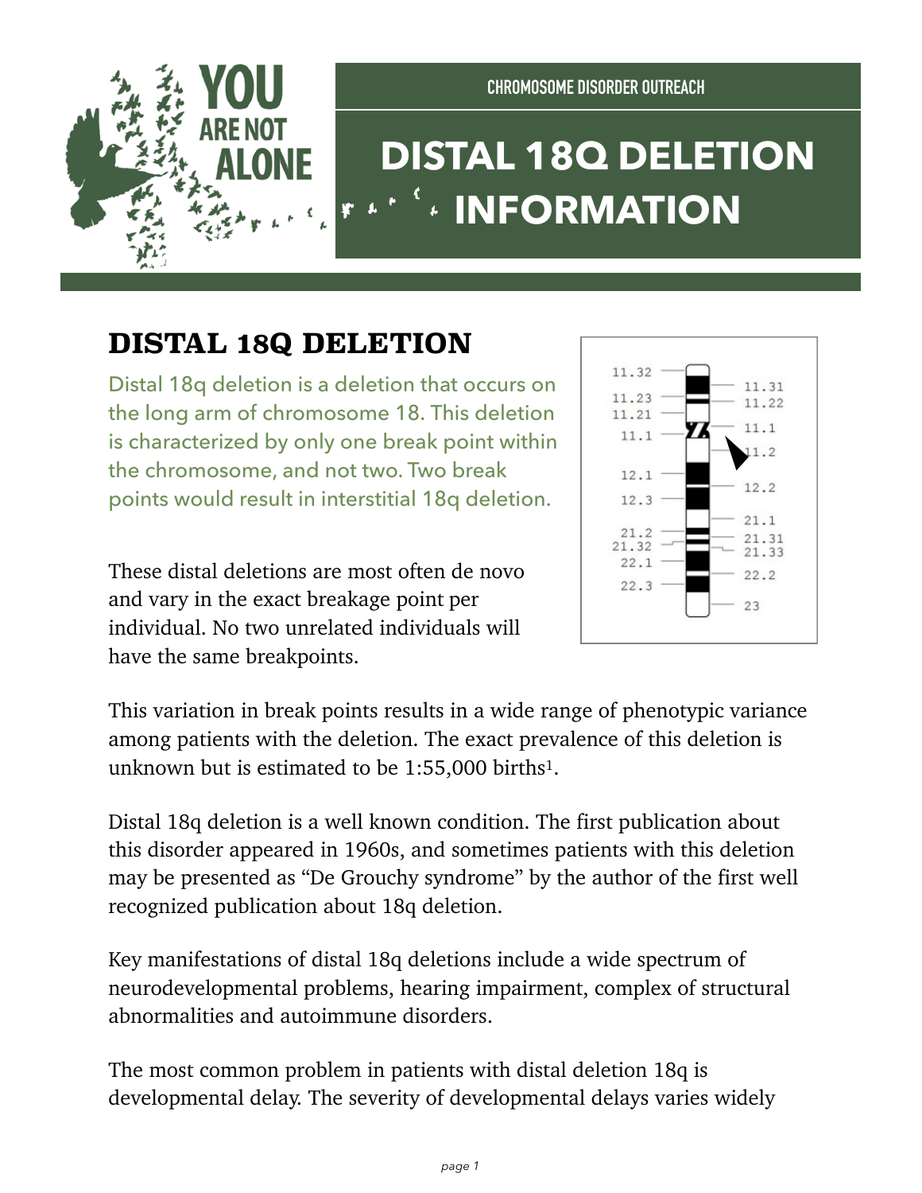CHROMOSOME DISORDER OUTREACH

# DISTAL 18Q DELETION INFORMATION

## DISTAL 18Q DELETION

Distal 18q deletion is a deletion that occurs on the long arm of chromosome 18. This deletion is characterized by only one break point within the chromosome, and not two. Two break points would result in interstitial 18q deletion.

These distal deletions are most often de novo and vary in the exact breakage point per individual. No two unrelated individuals will have the same breakpoints.

This variation in break points results in a wide range of phenotypic variance among patients with the deletion. The exact prevalence of this deletion is unknown but is estimated to be 1:55,000 births[1].

Distal 18q deletion is a well known condition. The first publication about this disorder appeared in 1960s, and sometimes patients with this deletion may be presented as "De Grouchy syndrome" by the author of the first well recognized publication about 18q deletion.

Key manifestations of distal 18q deletions include a wide spectrum of neurodevelopmental problems, hearing impairment, complex of structural abnormalities and autoimmune disorders.

The most common problem in patients with distal deletion 18q is developmental delay. The severity of developmental delays varies widely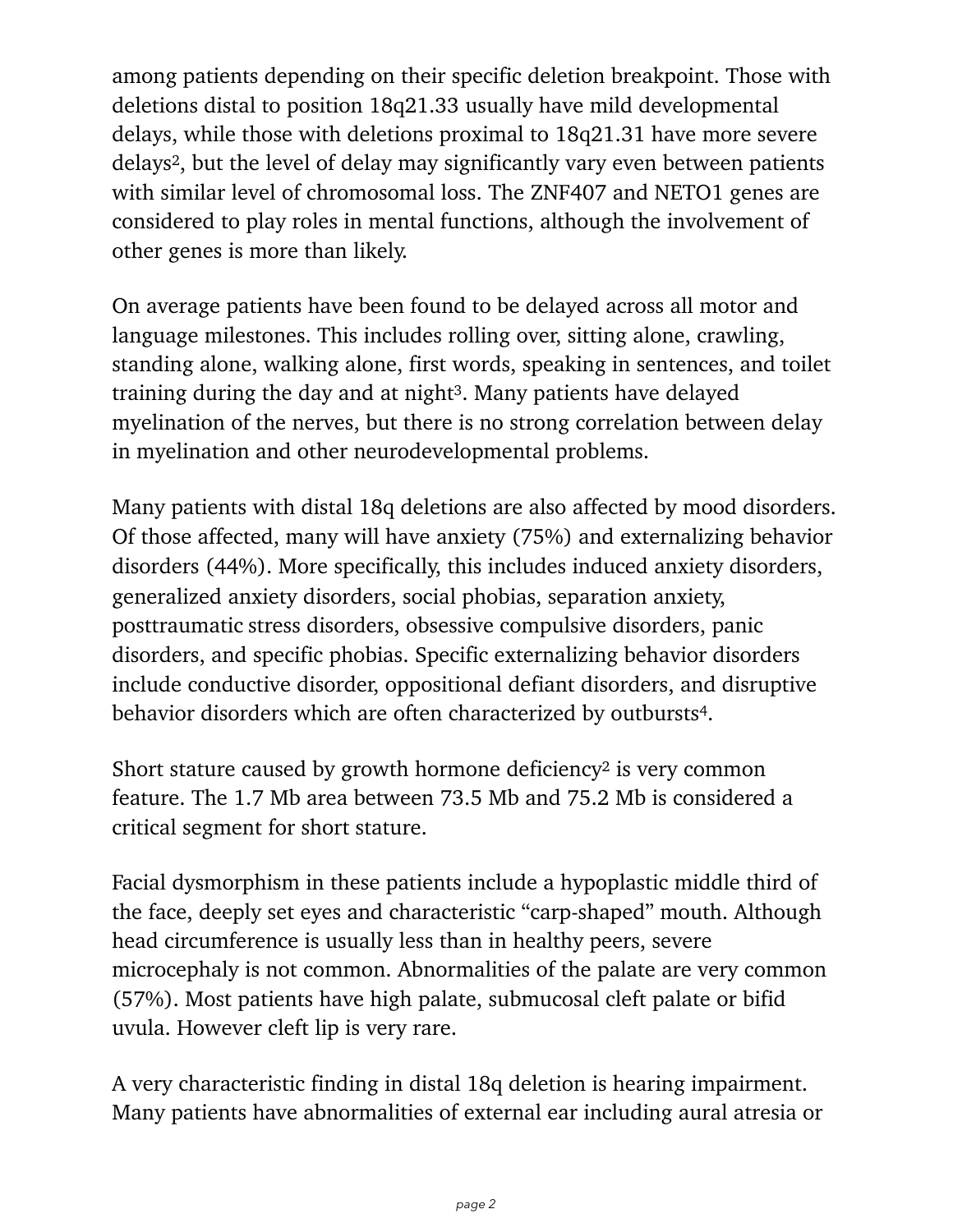among patients depending on their specific deletion breakpoint. Those with deletions distal to position 18q21.33 usually have mild developmental delays, while those with deletions proximal to 18q21.31 have more severe delays[2], but the level of delay may significantly vary even between patients with similar level of chromosomal loss. The ZNF407 and NETO1 genes are considered to play roles in mental functions, although the involvement of other genes is more than likely.

On average patients have been found to be delayed across all motor and language milestones. This includes rolling over, sitting alone, crawling, standing alone, walking alone, first words, speaking in sentences, and toilet training during the day and at night[3]. Many patients have delayed myelination of the nerves, but there is no strong correlation between delay in myelination and other neurodevelopmental problems.

Many patients with distal 18q deletions are also affected by mood disorders. Of those affected, many will have anxiety (75%) and externalizing behavior disorders (44%). More specifically, this includes induced anxiety disorders, generalized anxiety disorders, social phobias, separation anxiety, posttraumatic stress disorders, obsessive compulsive disorders, panic disorders, and specific phobias. Specific externalizing behavior disorders include conductive disorder, oppositional defiant disorders, and disruptive behavior disorders which are often characterized by outbursts[4].

Short stature caused by growth hormone deficiency[2] is very common feature. The 1.7 Mb area between 73.5 Mb and 75.2 Mb is considered a critical segment for short stature.

Facial dysmorphism in these patients include a hypoplastic middle third of the face, deeply set eyes and characteristic "carp-shaped" mouth. Although head circumference is usually less than in healthy peers, severe microcephaly is not common. Abnormalities of the palate are very common (57%). Most patients have high palate, submucosal cleft palate or bifid uvula. However cleft lip is very rare.

A very characteristic finding in distal 18q deletion is hearing impairment. Many patients have abnormalities of external ear including aural atresia or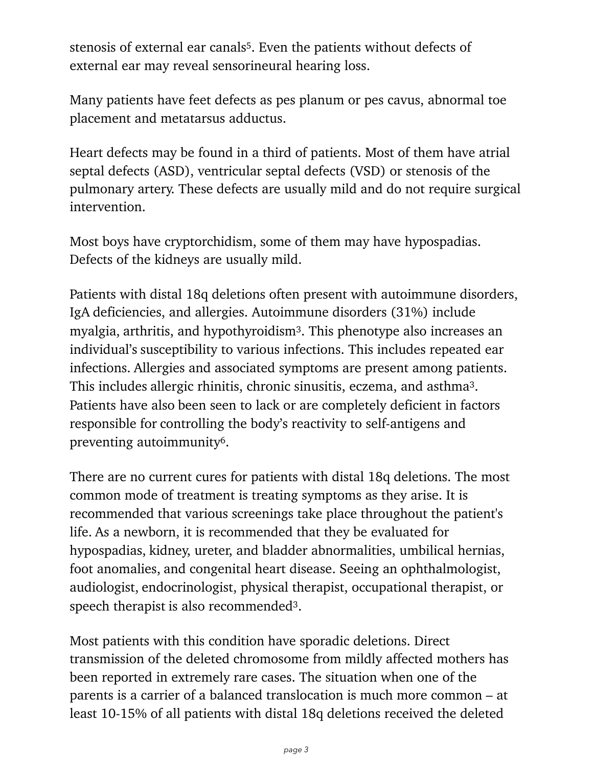stenosis of external ear canals[5]. Even the patients without defects of external ear may reveal sensorineural hearing loss.

Many patients have feet defects as pes planum or pes cavus, abnormal toe placement and metatarsus adductus.

Heart defects may be found in a third of patients. Most of them have atrial septal defects (ASD), ventricular septal defects (VSD) or stenosis of the pulmonary artery. These defects are usually mild and do not require surgical intervention.

Most boys have cryptorchidism, some of them may have hypospadias. Defects of the kidneys are usually mild.

Patients with distal 18q deletions often present with autoimmune disorders, IgA deficiencies, and allergies. Autoimmune disorders (31%) include myalgia, arthritis, and hypothyroidism[3]. This phenotype also increases an individual's susceptibility to various infections. This includes repeated ear infections. Allergies and associated symptoms are present among patients. This includes allergic rhinitis, chronic sinusitis, eczema, and asthma[3]. Patients have also been seen to lack or are completely deficient in factors responsible for controlling the body's reactivity to self-antigens and preventing autoimmunity[6].

There are no current cures for patients with distal 18q deletions. The most common mode of treatment is treating symptoms as they arise. It is recommended that various screenings take place throughout the patient's life. As a newborn, it is recommended that they be evaluated for hypospadias, kidney, ureter, and bladder abnormalities, umbilical hernias, foot anomalies, and congenital heart disease. Seeing an ophthalmologist, audiologist, endocrinologist, physical therapist, occupational therapist, or speech therapist is also recommended[3].

Most patients with this condition have sporadic deletions. Direct transmission of the deleted chromosome from mildly affected mothers has been reported in extremely rare cases. The situation when one of the parents is a carrier of a balanced translocation is much more common – at least 10-15% of all patients with distal 18q deletions received the deleted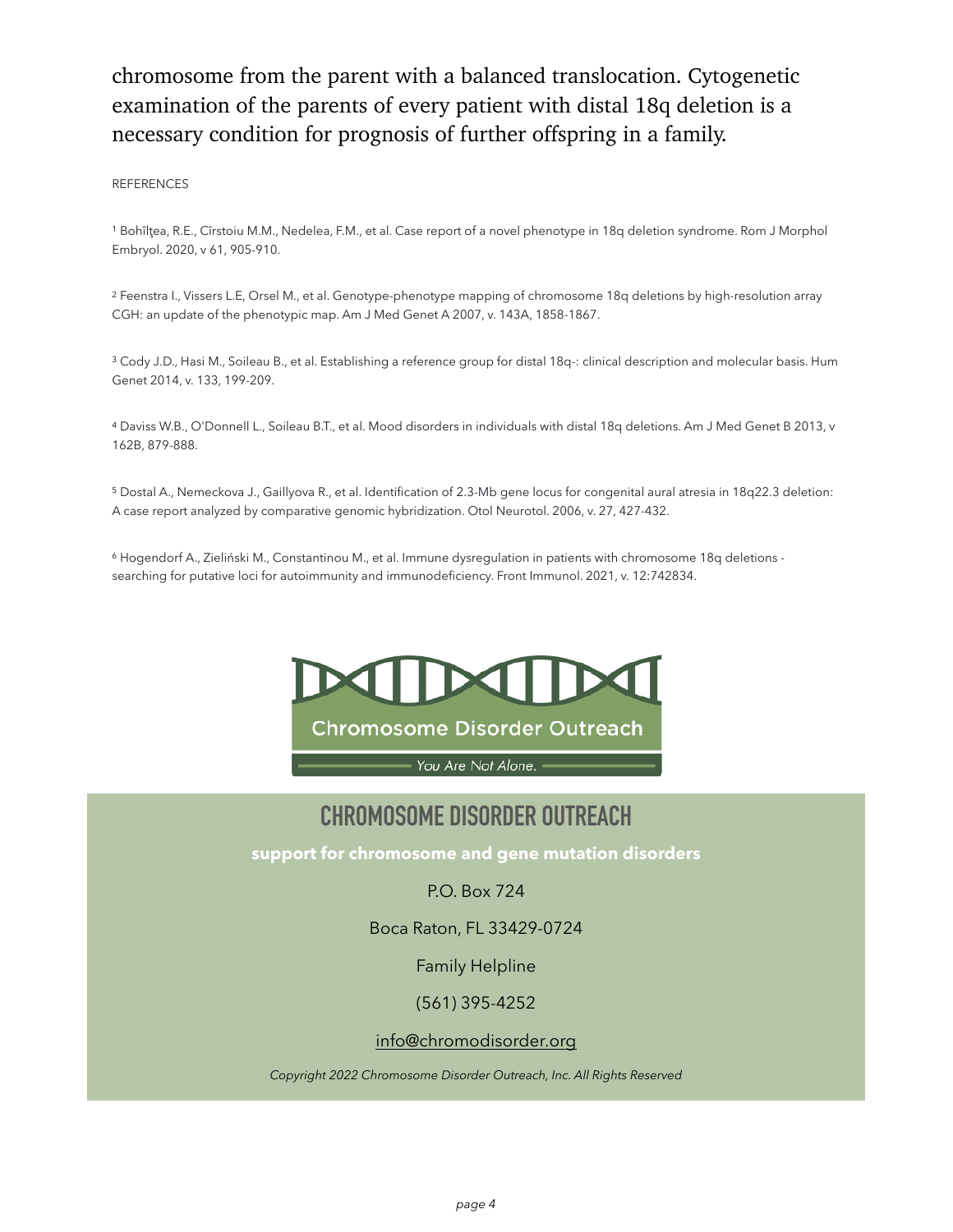chromosome from the parent with a balanced translocation. Cytogenetic examination of the parents of every patient with distal 18q deletion is a necessary condition for prognosis of further offspring in a family.

REFERENCES

[1] Bohîlțea, R.E., Cîrstoiu M.M., Nedelea, F.M., et al. Case report of a novel phenotype in 18q deletion syndrome. Rom J Morphol Embryol. 2020, v 61, 905-910.

[2] Feenstra I., Vissers L.E, Orsel M., et al. Genotype-phenotype mapping of chromosome 18q deletions by high-resolution array CGH: an update of the phenotypic map. Am J Med Genet A 2007, v. 143A, 1858-1867.

[3] Cody J.D., Hasi M., Soileau B., et al. Establishing a reference group for distal 18q-: clinical description and molecular basis. Hum Genet 2014, v. 133, 199-209.

[4] Daviss W.B., O'Donnell L., Soileau B.T., et al. Mood disorders in individuals with distal 18q deletions. Am J Med Genet B 2013, v 162B, 879-888.

[5] Dostal A., Nemeckova J., Gaillyova R., et al. Identification of 2.3-Mb gene locus for congenital aural atresia in 18q22.3 deletion: A case report analyzed by comparative genomic hybridization. Otol Neurotol. 2006, v. 27, 427-432.

[6] Hogendorf A., Zieliński M., Constantinou M., et al. Immune dysregulation in patients with chromosome 18q deletions - searching for putative loci for autoimmunity and immunodeficiency. Front Immunol. 2021, v. 12:742834.

Chromosome Disorder Outreach

*You Are Not Alone.*

## CHROMOSOME DISORDER OUTREACH

**support for chromosome and gene mutation disorders**

P.O. Box 724

Boca Raton, FL 33429-0724

Family Helpline

(561) 395-4252

info@chromodisorder.org

*Copyright 2022 Chromosome Disorder Outreach, Inc. All Rights Reserved*